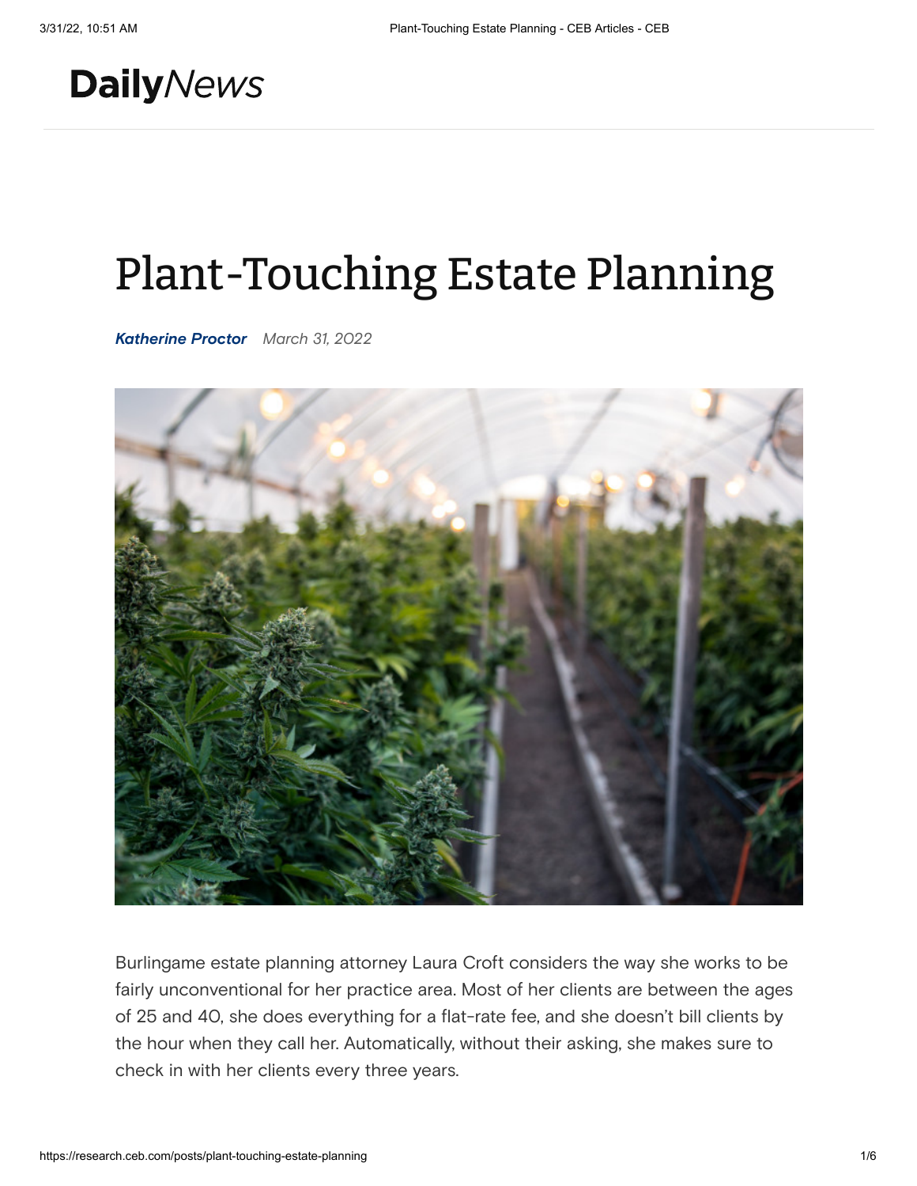DailyNews

# Plant-Touching Estate Planning

***Katherine Proctor*** *March 31, 2022*

Burlingame estate planning attorney Laura Croft considers the way she works to be fairly unconventional for her practice area. Most of her clients are between the ages of 25 and 40, she does everything for a flat-rate fee, and she doesn't bill clients by the hour when they call her. Automatically, without their asking, she makes sure to check in with her clients every three years.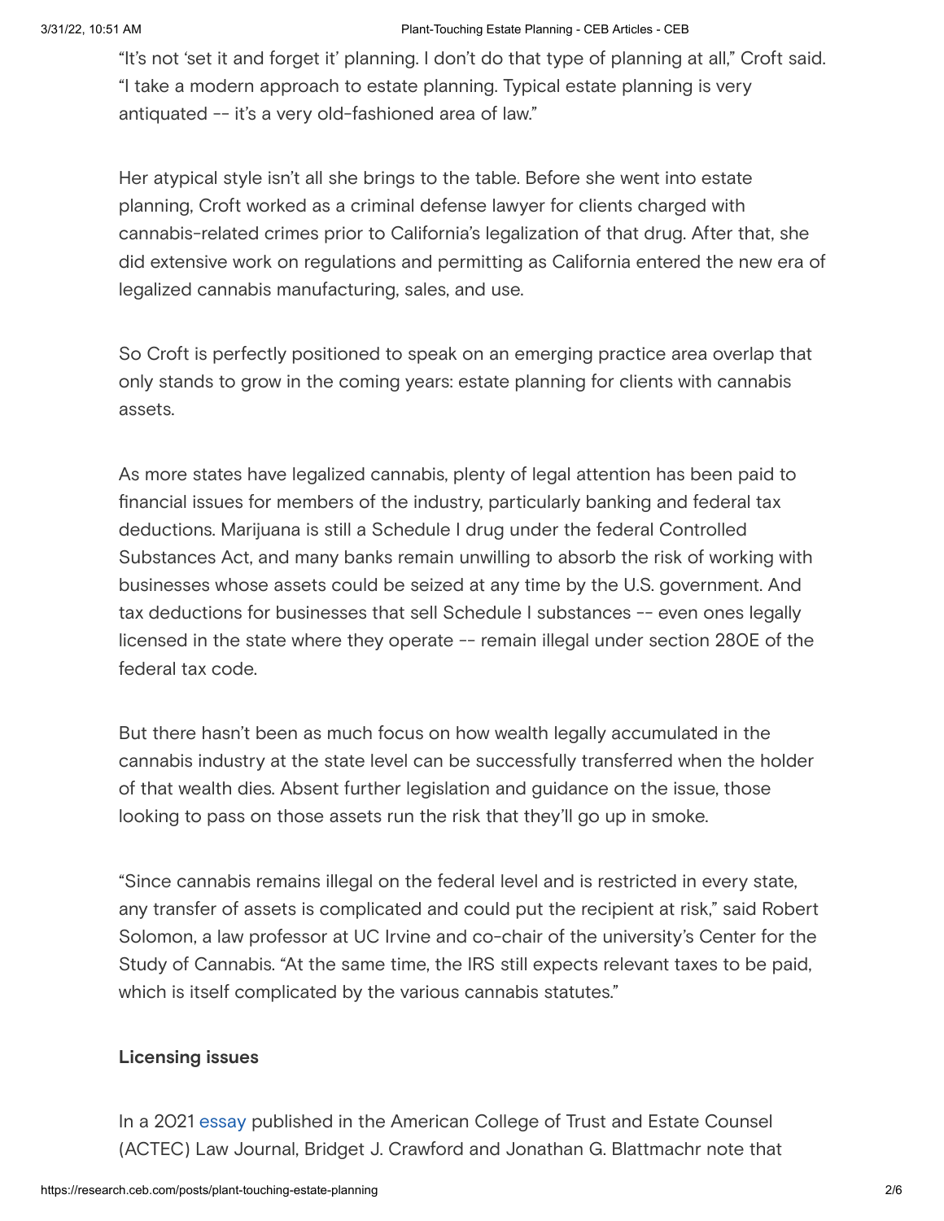"It's not 'set it and forget it' planning. I don't do that type of planning at all," Croft said. "I take a modern approach to estate planning. Typical estate planning is very antiquated -- it's a very old-fashioned area of law."

Her atypical style isn't all she brings to the table. Before she went into estate planning, Croft worked as a criminal defense lawyer for clients charged with cannabis-related crimes prior to California's legalization of that drug. After that, she did extensive work on regulations and permitting as California entered the new era of legalized cannabis manufacturing, sales, and use.

So Croft is perfectly positioned to speak on an emerging practice area overlap that only stands to grow in the coming years: estate planning for clients with cannabis assets.

As more states have legalized cannabis, plenty of legal attention has been paid to financial issues for members of the industry, particularly banking and federal tax deductions. Marijuana is still a Schedule I drug under the federal Controlled Substances Act, and many banks remain unwilling to absorb the risk of working with businesses whose assets could be seized at any time by the U.S. government. And tax deductions for businesses that sell Schedule I substances -- even ones legally licensed in the state where they operate -- remain illegal under section 280E of the federal tax code.

But there hasn't been as much focus on how wealth legally accumulated in the cannabis industry at the state level can be successfully transferred when the holder of that wealth dies. Absent further legislation and guidance on the issue, those looking to pass on those assets run the risk that they'll go up in smoke.

"Since cannabis remains illegal on the federal level and is restricted in every state, any transfer of assets is complicated and could put the recipient at risk," said Robert Solomon, a law professor at UC Irvine and co-chair of the university's Center for the Study of Cannabis. "At the same time, the IRS still expects relevant taxes to be paid, which is itself complicated by the various cannabis statutes."

**Licensing issues**

In a 2021 essay published in the American College of Trust and Estate Counsel (ACTEC) Law Journal, Bridget J. Crawford and Jonathan G. Blattmachr note that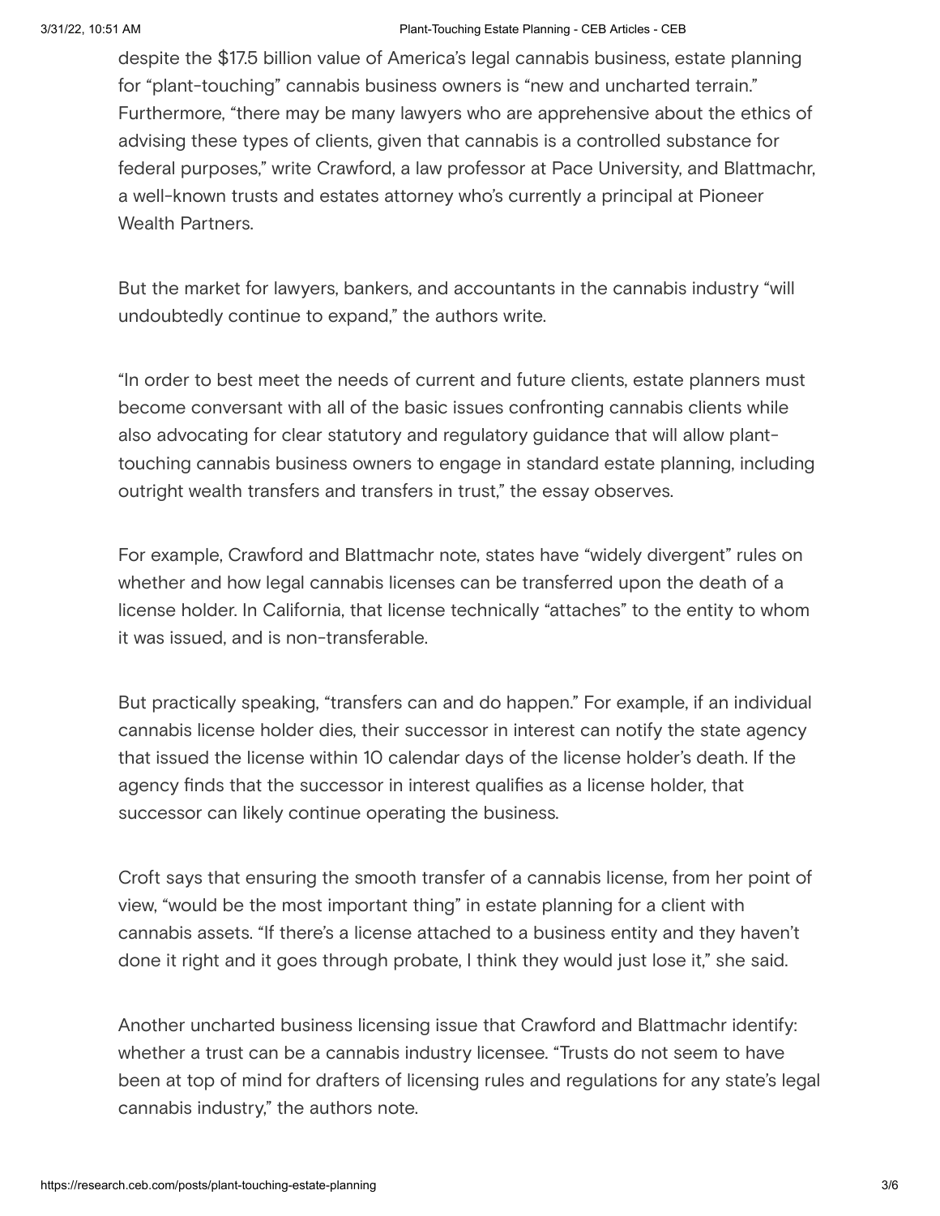despite the $17.5 billion value of America's legal cannabis business, estate planning for "plant-touching" cannabis business owners is "new and uncharted terrain." Furthermore, "there may be many lawyers who are apprehensive about the ethics of advising these types of clients, given that cannabis is a controlled substance for federal purposes," write Crawford, a law professor at Pace University, and Blattmachr, a well-known trusts and estates attorney who's currently a principal at Pioneer Wealth Partners.

But the market for lawyers, bankers, and accountants in the cannabis industry "will undoubtedly continue to expand," the authors write.

"In order to best meet the needs of current and future clients, estate planners must become conversant with all of the basic issues confronting cannabis clients while also advocating for clear statutory and regulatory guidance that will allow plant-touching cannabis business owners to engage in standard estate planning, including outright wealth transfers and transfers in trust," the essay observes.

For example, Crawford and Blattmachr note, states have "widely divergent" rules on whether and how legal cannabis licenses can be transferred upon the death of a license holder. In California, that license technically "attaches" to the entity to whom it was issued, and is non-transferable.

But practically speaking, "transfers can and do happen." For example, if an individual cannabis license holder dies, their successor in interest can notify the state agency that issued the license within 10 calendar days of the license holder's death. If the agency finds that the successor in interest qualifies as a license holder, that successor can likely continue operating the business.

Croft says that ensuring the smooth transfer of a cannabis license, from her point of view, "would be the most important thing" in estate planning for a client with cannabis assets. "If there's a license attached to a business entity and they haven't done it right and it goes through probate, I think they would just lose it," she said.

Another uncharted business licensing issue that Crawford and Blattmachr identify: whether a trust can be a cannabis industry licensee. "Trusts do not seem to have been at top of mind for drafters of licensing rules and regulations for any state's legal cannabis industry," the authors note.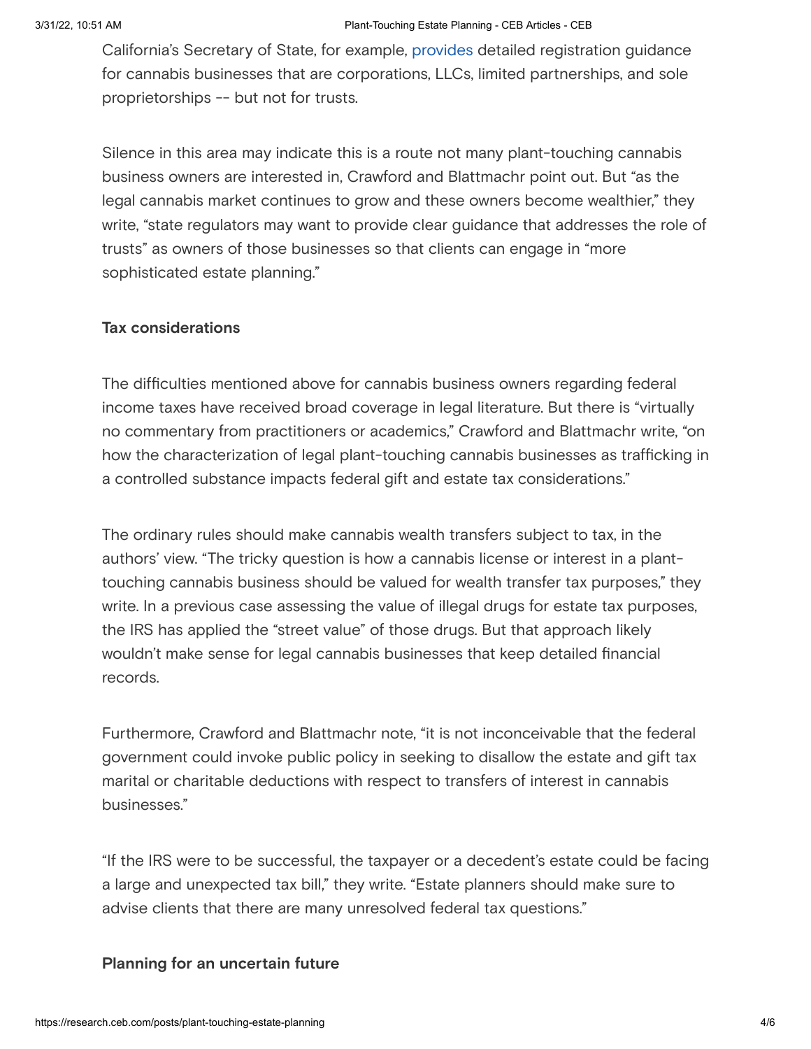California's Secretary of State, for example, provides detailed registration guidance for cannabis businesses that are corporations, LLCs, limited partnerships, and sole proprietorships -- but not for trusts.

Silence in this area may indicate this is a route not many plant-touching cannabis business owners are interested in, Crawford and Blattmachr point out. But "as the legal cannabis market continues to grow and these owners become wealthier," they write, "state regulators may want to provide clear guidance that addresses the role of trusts" as owners of those businesses so that clients can engage in "more sophisticated estate planning."

### Tax considerations

The difficulties mentioned above for cannabis business owners regarding federal income taxes have received broad coverage in legal literature. But there is "virtually no commentary from practitioners or academics," Crawford and Blattmachr write, "on how the characterization of legal plant-touching cannabis businesses as trafficking in a controlled substance impacts federal gift and estate tax considerations."

The ordinary rules should make cannabis wealth transfers subject to tax, in the authors' view. "The tricky question is how a cannabis license or interest in a plant-touching cannabis business should be valued for wealth transfer tax purposes," they write. In a previous case assessing the value of illegal drugs for estate tax purposes, the IRS has applied the "street value" of those drugs. But that approach likely wouldn't make sense for legal cannabis businesses that keep detailed financial records.

Furthermore, Crawford and Blattmachr note, "it is not inconceivable that the federal government could invoke public policy in seeking to disallow the estate and gift tax marital or charitable deductions with respect to transfers of interest in cannabis businesses."

"If the IRS were to be successful, the taxpayer or a decedent's estate could be facing a large and unexpected tax bill," they write. "Estate planners should make sure to advise clients that there are many unresolved federal tax questions."

### Planning for an uncertain future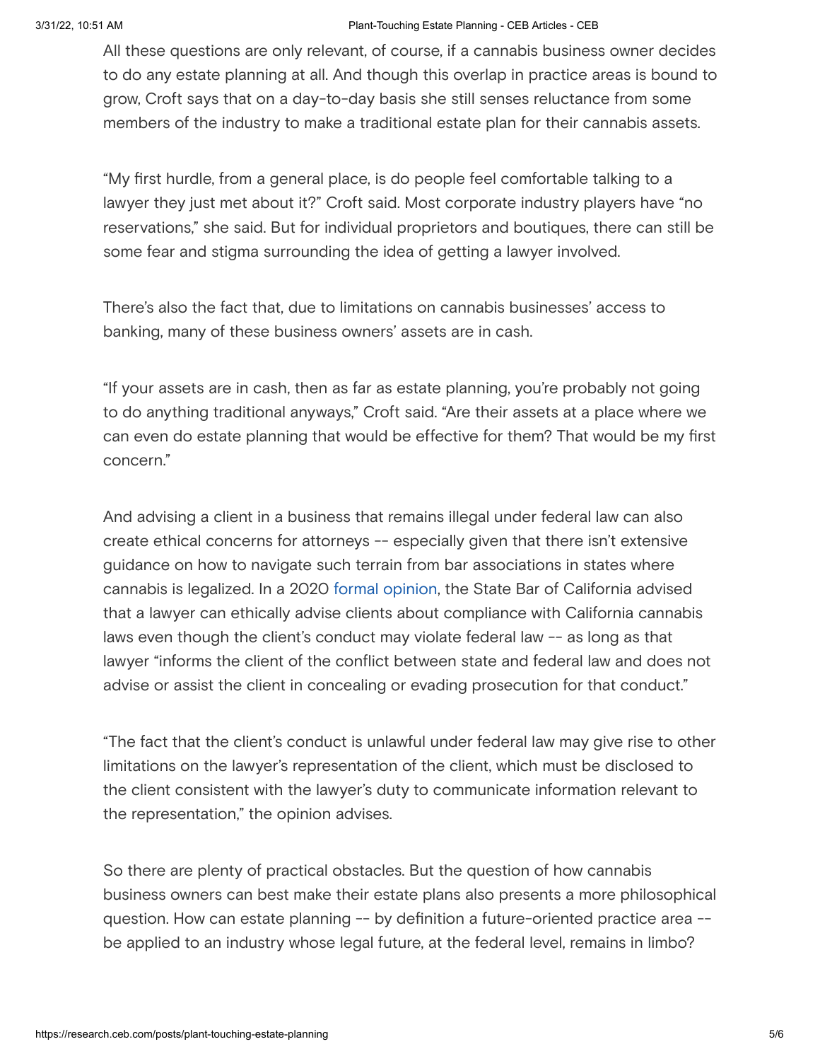All these questions are only relevant, of course, if a cannabis business owner decides to do any estate planning at all. And though this overlap in practice areas is bound to grow, Croft says that on a day-to-day basis she still senses reluctance from some members of the industry to make a traditional estate plan for their cannabis assets.

"My first hurdle, from a general place, is do people feel comfortable talking to a lawyer they just met about it?" Croft said. Most corporate industry players have "no reservations," she said. But for individual proprietors and boutiques, there can still be some fear and stigma surrounding the idea of getting a lawyer involved.

There's also the fact that, due to limitations on cannabis businesses' access to banking, many of these business owners' assets are in cash.

"If your assets are in cash, then as far as estate planning, you're probably not going to do anything traditional anyways," Croft said. "Are their assets at a place where we can even do estate planning that would be effective for them? That would be my first concern."

And advising a client in a business that remains illegal under federal law can also create ethical concerns for attorneys -- especially given that there isn't extensive guidance on how to navigate such terrain from bar associations in states where cannabis is legalized. In a 2020 formal opinion, the State Bar of California advised that a lawyer can ethically advise clients about compliance with California cannabis laws even though the client's conduct may violate federal law -- as long as that lawyer "informs the client of the conflict between state and federal law and does not advise or assist the client in concealing or evading prosecution for that conduct."

"The fact that the client's conduct is unlawful under federal law may give rise to other limitations on the lawyer's representation of the client, which must be disclosed to the client consistent with the lawyer's duty to communicate information relevant to the representation," the opinion advises.

So there are plenty of practical obstacles. But the question of how cannabis business owners can best make their estate plans also presents a more philosophical question. How can estate planning -- by definition a future-oriented practice area -- be applied to an industry whose legal future, at the federal level, remains in limbo?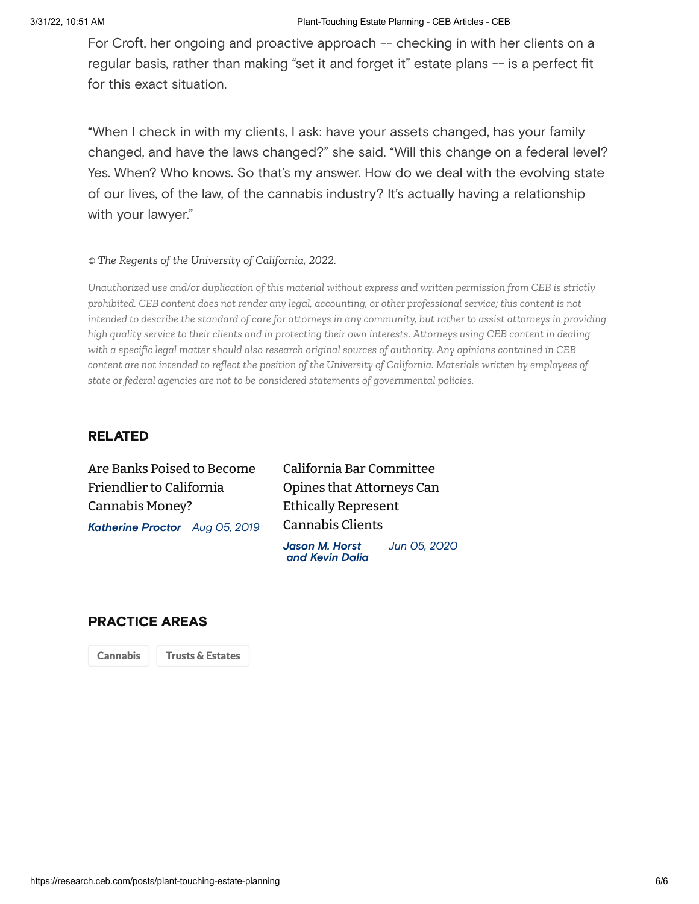For Croft, her ongoing and proactive approach -- checking in with her clients on a regular basis, rather than making "set it and forget it" estate plans -- is a perfect fit for this exact situation.

"When I check in with my clients, I ask: have your assets changed, has your family changed, and have the laws changed?" she said. "Will this change on a federal level? Yes. When? Who knows. So that's my answer. How do we deal with the evolving state of our lives, of the law, of the cannabis industry? It's actually having a relationship with your lawyer."

*© The Regents of the University of California, 2022.*

*Unauthorized use and/or duplication of this material without express and written permission from CEB is strictly prohibited. CEB content does not render any legal, accounting, or other professional service; this content is not intended to describe the standard of care for attorneys in any community, but rather to assist attorneys in providing high quality service to their clients and in protecting their own interests. Attorneys using CEB content in dealing with a specific legal matter should also research original sources of authority. Any opinions contained in CEB content are not intended to reflect the position of the University of California. Materials written by employees of state or federal agencies are not to be considered statements of governmental policies.*

## RELATED

Are Banks Poised to Become Friendlier to California Cannabis Money?

***Katherine Proctor*** *Aug 05, 2019*

California Bar Committee Opines that Attorneys Can Ethically Represent Cannabis Clients

***Jason M. Horst and Kevin Dalia*** *Jun 05, 2020*

## PRACTICE AREAS

Cannabis

Trusts & Estates